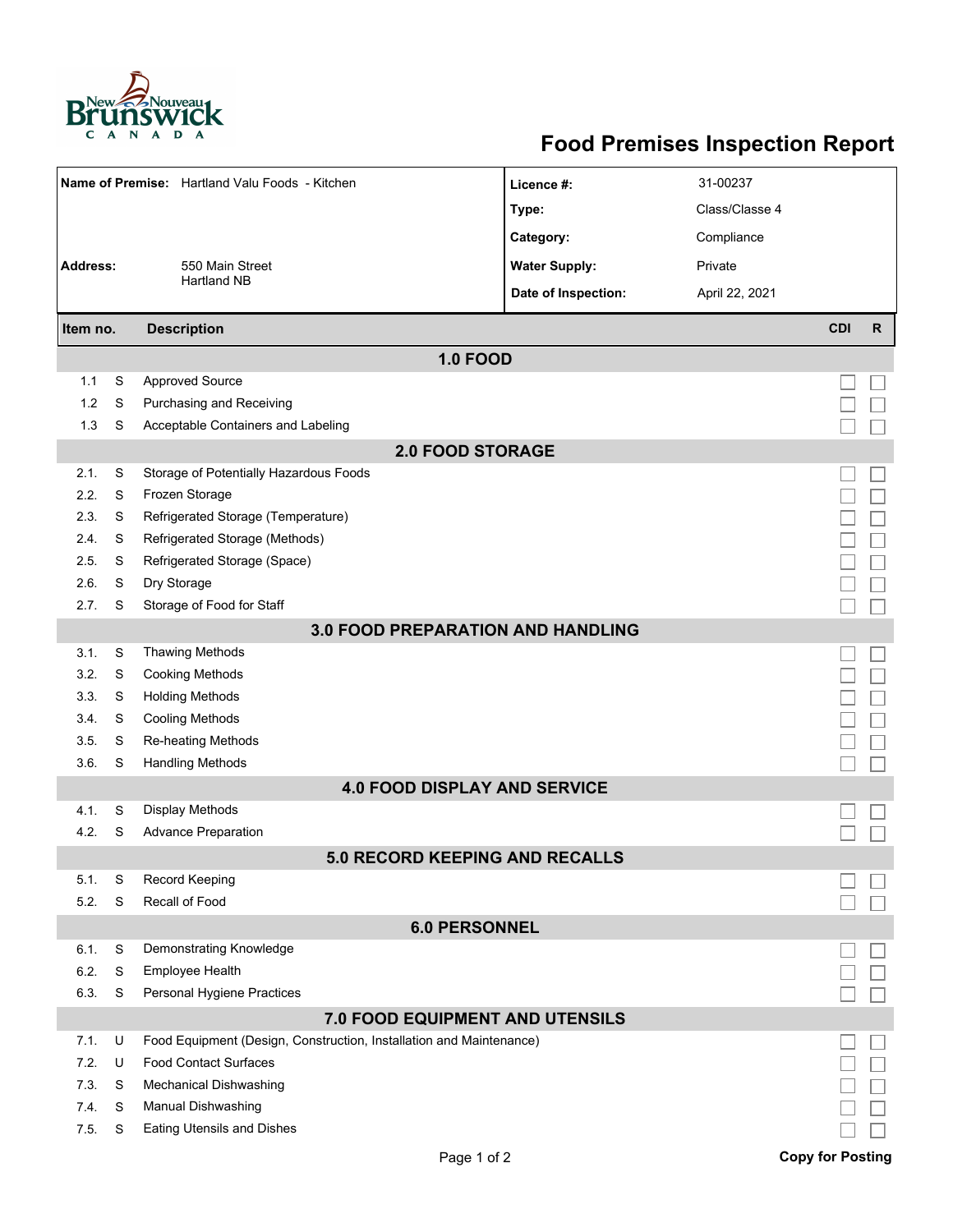# Food Premises Inspection Report

| | | | |
|---|---|---|---|
| **Name of Premise:** | Hartland Valu Foods - Kitchen | **Licence #:** | 31-00237 |
| | | **Type:** | Class/Classe 4 |
| | | **Category:** | Compliance |
| **Address:** | 550 Main Street<br>Hartland NB | **Water Supply:** | Private |
| | | **Date of Inspection:** | April 22, 2021 |

| Item no. | | Description | CDI | R |
|---|---|---|---|---|
| | | **1.0 FOOD** | | |
| 1.1 | S | Approved Source | ☐ | ☐ |
| 1.2 | S | Purchasing and Receiving | ☐ | ☐ |
| 1.3 | S | Acceptable Containers and Labeling | ☐ | ☐ |
| | | **2.0 FOOD STORAGE** | | |
| 2.1. | S | Storage of Potentially Hazardous Foods | ☐ | ☐ |
| 2.2. | S | Frozen Storage | ☐ | ☐ |
| 2.3. | S | Refrigerated Storage (Temperature) | ☐ | ☐ |
| 2.4. | S | Refrigerated Storage (Methods) | ☐ | ☐ |
| 2.5. | S | Refrigerated Storage (Space) | ☐ | ☐ |
| 2.6. | S | Dry Storage | ☐ | ☐ |
| 2.7. | S | Storage of Food for Staff | ☐ | ☐ |
| | | **3.0 FOOD PREPARATION AND HANDLING** | | |
| 3.1. | S | Thawing Methods | ☐ | ☐ |
| 3.2. | S | Cooking Methods | ☐ | ☐ |
| 3.3. | S | Holding Methods | ☐ | ☐ |
| 3.4. | S | Cooling Methods | ☐ | ☐ |
| 3.5. | S | Re-heating Methods | ☐ | ☐ |
| 3.6. | S | Handling Methods | ☐ | ☐ |
| | | **4.0 FOOD DISPLAY AND SERVICE** | | |
| 4.1. | S | Display Methods | ☐ | ☐ |
| 4.2. | S | Advance Preparation | ☐ | ☐ |
| | | **5.0 RECORD KEEPING AND RECALLS** | | |
| 5.1. | S | Record Keeping | ☐ | ☐ |
| 5.2. | S | Recall of Food | ☐ | ☐ |
| | | **6.0 PERSONNEL** | | |
| 6.1. | S | Demonstrating Knowledge | ☐ | ☐ |
| 6.2. | S | Employee Health | ☐ | ☐ |
| 6.3. | S | Personal Hygiene Practices | ☐ | ☐ |
| | | **7.0 FOOD EQUIPMENT AND UTENSILS** | | |
| 7.1. | U | Food Equipment (Design, Construction, Installation and Maintenance) | ☐ | ☐ |
| 7.2. | U | Food Contact Surfaces | ☐ | ☐ |
| 7.3. | S | Mechanical Dishwashing | ☐ | ☐ |
| 7.4. | S | Manual Dishwashing | ☐ | ☐ |
| 7.5. | S | Eating Utensils and Dishes | ☐ | ☐ |

**Copy for Posting**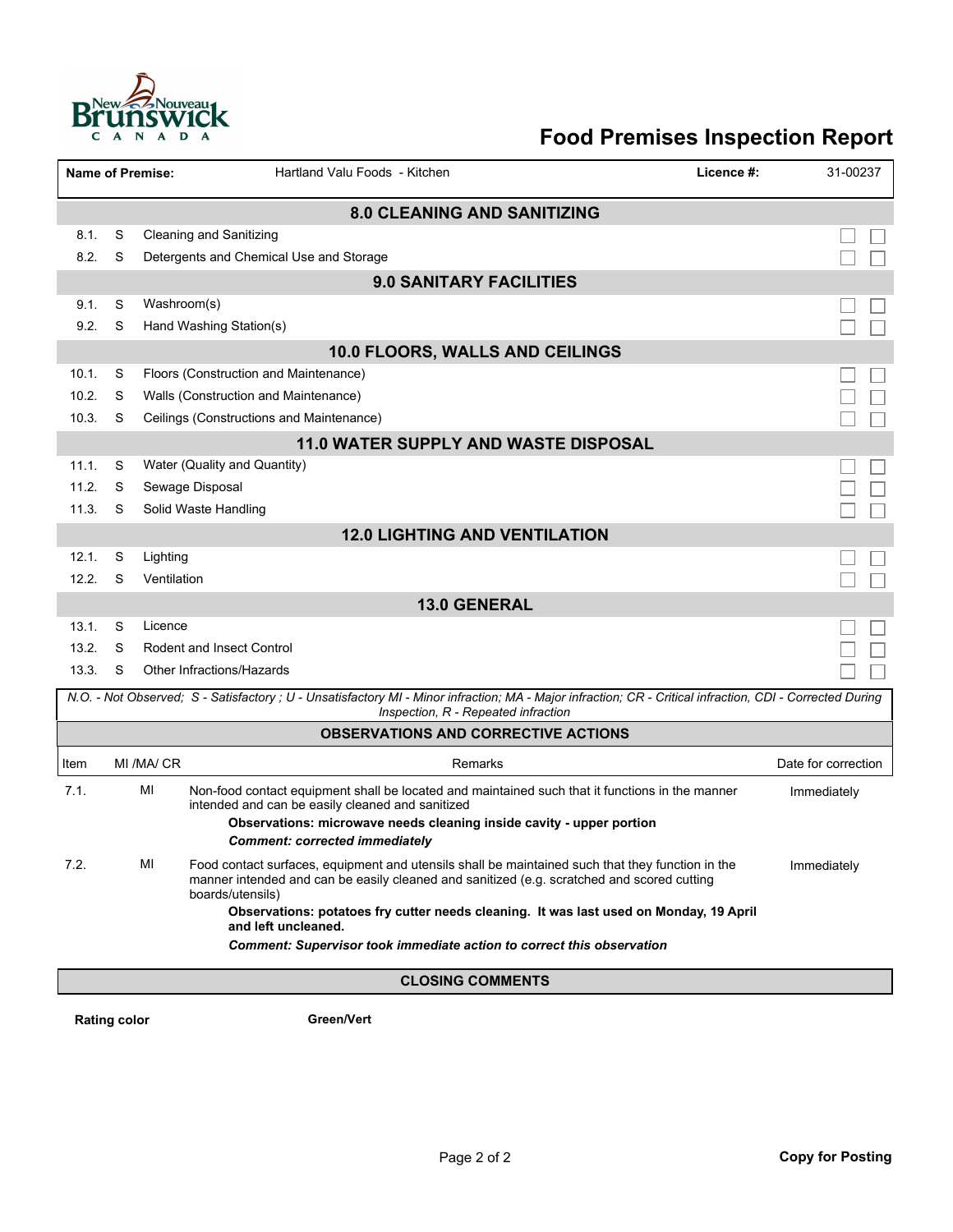# Food Premises Inspection Report

| **Name of Premise:** | Hartland Valu Foods - Kitchen | **Licence #:** | 31-00237 |
|---|---|---|---|

## 8.0 CLEANING AND SANITIZING

| | | | | |
|---|---|---|---|---|
| 8.1. | S | Cleaning and Sanitizing | ☐ | ☐ |
| 8.2. | S | Detergents and Chemical Use and Storage | ☐ | ☐ |

## 9.0 SANITARY FACILITIES

| | | | | |
|---|---|---|---|---|
| 9.1. | S | Washroom(s) | ☐ | ☐ |
| 9.2. | S | Hand Washing Station(s) | ☐ | ☐ |

## 10.0 FLOORS, WALLS AND CEILINGS

| | | | | |
|---|---|---|---|---|
| 10.1. | S | Floors (Construction and Maintenance) | ☐ | ☐ |
| 10.2. | S | Walls (Construction and Maintenance) | ☐ | ☐ |
| 10.3. | S | Ceilings (Constructions and Maintenance) | ☐ | ☐ |

## 11.0 WATER SUPPLY AND WASTE DISPOSAL

| | | | | |
|---|---|---|---|---|
| 11.1. | S | Water (Quality and Quantity) | ☐ | ☐ |
| 11.2. | S | Sewage Disposal | ☐ | ☐ |
| 11.3. | S | Solid Waste Handling | ☐ | ☐ |

## 12.0 LIGHTING AND VENTILATION

| | | | | |
|---|---|---|---|---|
| 12.1. | S | Lighting | ☐ | ☐ |
| 12.2. | S | Ventilation | ☐ | ☐ |

## 13.0 GENERAL

| | | | | |
|---|---|---|---|---|
| 13.1. | S | Licence | ☐ | ☐ |
| 13.2. | S | Rodent and Insect Control | ☐ | ☐ |
| 13.3. | S | Other Infractions/Hazards | ☐ | ☐ |

*N.O. - Not Observed; S - Satisfactory ; U - Unsatisfactory MI - Minor infraction; MA - Major infraction; CR - Critical infraction, CDI - Corrected During Inspection, R - Repeated infraction*

## OBSERVATIONS AND CORRECTIVE ACTIONS

| Item | MI /MA/ CR | Remarks | Date for correction |
|---|---|---|---|
| 7.1. | MI | Non-food contact equipment shall be located and maintained such that it functions in the manner intended and can be easily cleaned and sanitized<br>**Observations: microwave needs cleaning inside cavity - upper portion**<br>***Comment: corrected immediately*** | Immediately |
| 7.2. | MI | Food contact surfaces, equipment and utensils shall be maintained such that they function in the manner intended and can be easily cleaned and sanitized (e.g. scratched and scored cutting boards/utensils)<br>**Observations: potatoes fry cutter needs cleaning. It was last used on Monday, 19 April and left uncleaned.**<br>***Comment: Supervisor took immediate action to correct this observation*** | Immediately |

## CLOSING COMMENTS

**Rating color** **Green/Vert**

**Copy for Posting**